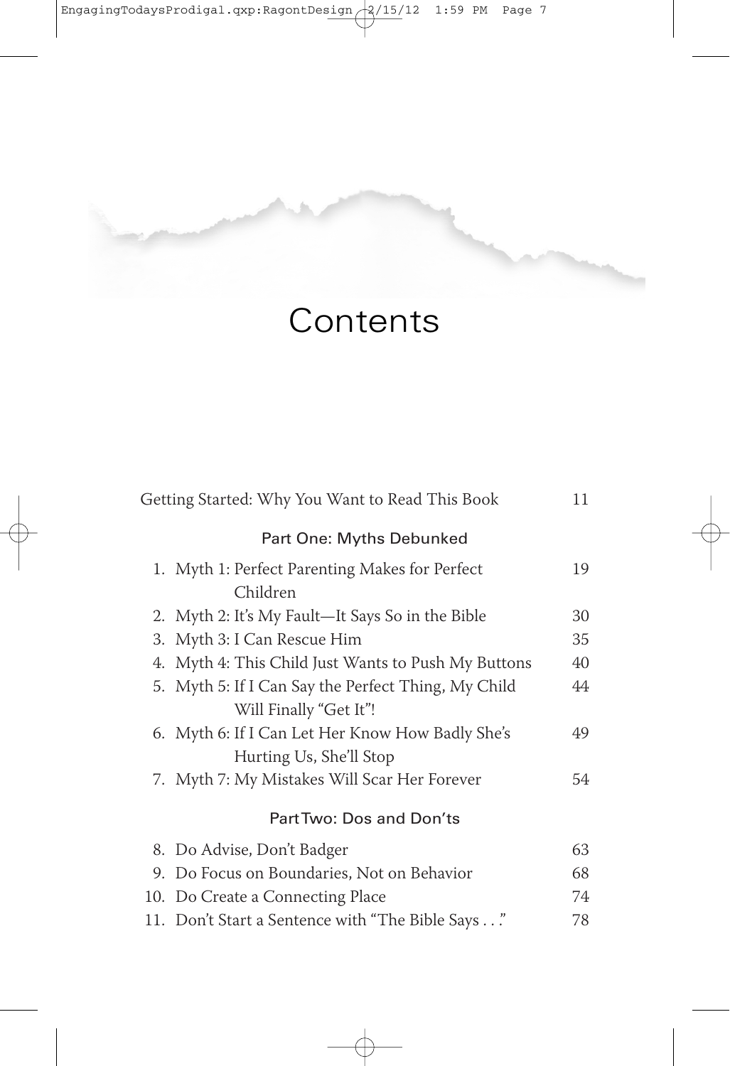# Contents

Getting Started: Why You Want to Read This Book 11

## Part One: Myths Debunked

1. Myth 1: Perfect Parenting Makes for Perfect Children 19
2. Myth 2: It's My Fault—It Says So in the Bible 30
3. Myth 3: I Can Rescue Him 35
4. Myth 4: This Child Just Wants to Push My Buttons 40
5. Myth 5: If I Can Say the Perfect Thing, My Child Will Finally "Get It"! 44
6. Myth 6: If I Can Let Her Know How Badly She's Hurting Us, She'll Stop 49
7. Myth 7: My Mistakes Will Scar Her Forever 54

## Part Two: Dos and Don'ts

8. Do Advise, Don't Badger 63
9. Do Focus on Boundaries, Not on Behavior 68
10. Do Create a Connecting Place 74
11. Don't Start a Sentence with "The Bible Says . . ." 78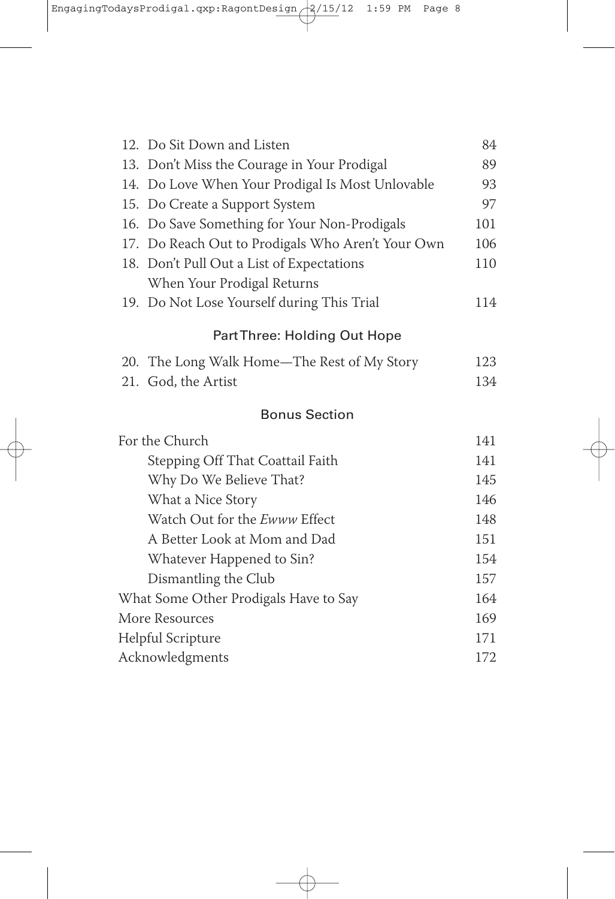12. Do Sit Down and Listen 84
13. Don't Miss the Courage in Your Prodigal 89
14. Do Love When Your Prodigal Is Most Unlovable 93
15. Do Create a Support System 97
16. Do Save Something for Your Non-Prodigals 101
17. Do Reach Out to Prodigals Who Aren't Your Own 106
18. Don't Pull Out a List of Expectations When Your Prodigal Returns 110
19. Do Not Lose Yourself during This Trial 114

## Part Three: Holding Out Hope

20. The Long Walk Home—The Rest of My Story 123
21. God, the Artist 134

## Bonus Section

For the Church 141

- Stepping Off That Coattail Faith 141
- Why Do We Believe That? 145
- What a Nice Story 146
- Watch Out for the *Ewww* Effect 148
- A Better Look at Mom and Dad 151
- Whatever Happened to Sin? 154
- Dismantling the Club 157

What Some Other Prodigals Have to Say 164

More Resources 169

Helpful Scripture 171

Acknowledgments 172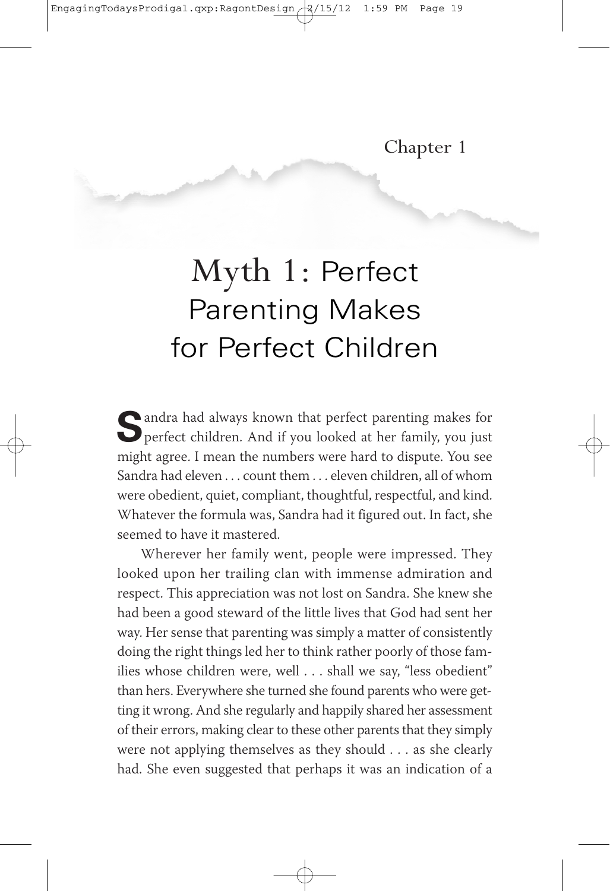Chapter 1

# Myth 1: Perfect Parenting Makes for Perfect Children

Sandra had always known that perfect parenting makes for perfect children. And if you looked at her family, you just might agree. I mean the numbers were hard to dispute. You see Sandra had eleven . . . count them . . . eleven children, all of whom were obedient, quiet, compliant, thoughtful, respectful, and kind. Whatever the formula was, Sandra had it figured out. In fact, she seemed to have it mastered.

Wherever her family went, people were impressed. They looked upon her trailing clan with immense admiration and respect. This appreciation was not lost on Sandra. She knew she had been a good steward of the little lives that God had sent her way. Her sense that parenting was simply a matter of consistently doing the right things led her to think rather poorly of those families whose children were, well . . . shall we say, "less obedient" than hers. Everywhere she turned she found parents who were getting it wrong. And she regularly and happily shared her assessment of their errors, making clear to these other parents that they simply were not applying themselves as they should . . . as she clearly had. She even suggested that perhaps it was an indication of a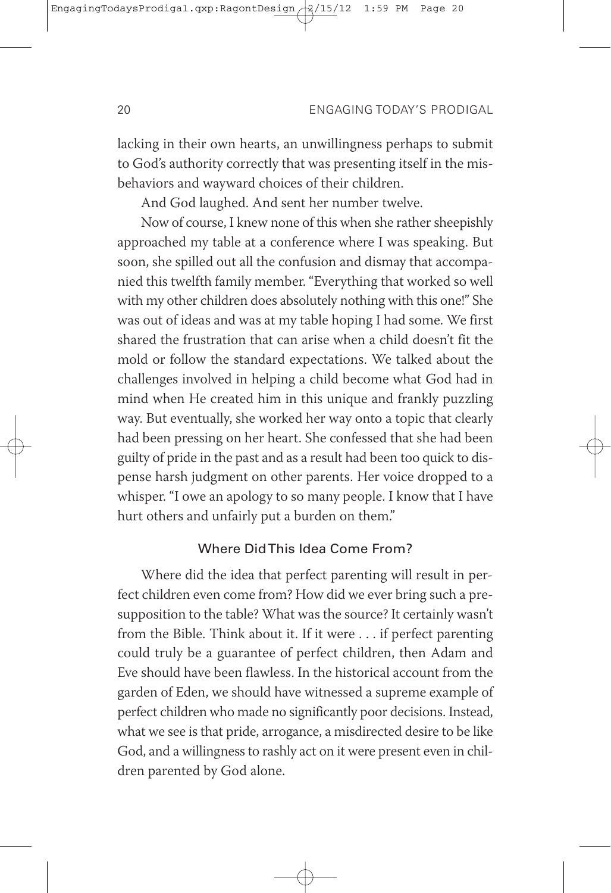lacking in their own hearts, an unwillingness perhaps to submit to God's authority correctly that was presenting itself in the misbehaviors and wayward choices of their children.

And God laughed. And sent her number twelve.

Now of course, I knew none of this when she rather sheepishly approached my table at a conference where I was speaking. But soon, she spilled out all the confusion and dismay that accompanied this twelfth family member. "Everything that worked so well with my other children does absolutely nothing with this one!" She was out of ideas and was at my table hoping I had some. We first shared the frustration that can arise when a child doesn't fit the mold or follow the standard expectations. We talked about the challenges involved in helping a child become what God had in mind when He created him in this unique and frankly puzzling way. But eventually, she worked her way onto a topic that clearly had been pressing on her heart. She confessed that she had been guilty of pride in the past and as a result had been too quick to dispense harsh judgment on other parents. Her voice dropped to a whisper. "I owe an apology to so many people. I know that I have hurt others and unfairly put a burden on them."

### Where Did This Idea Come From?

Where did the idea that perfect parenting will result in perfect children even come from? How did we ever bring such a presupposition to the table? What was the source? It certainly wasn't from the Bible. Think about it. If it were . . . if perfect parenting could truly be a guarantee of perfect children, then Adam and Eve should have been flawless. In the historical account from the garden of Eden, we should have witnessed a supreme example of perfect children who made no significantly poor decisions. Instead, what we see is that pride, arrogance, a misdirected desire to be like God, and a willingness to rashly act on it were present even in children parented by God alone.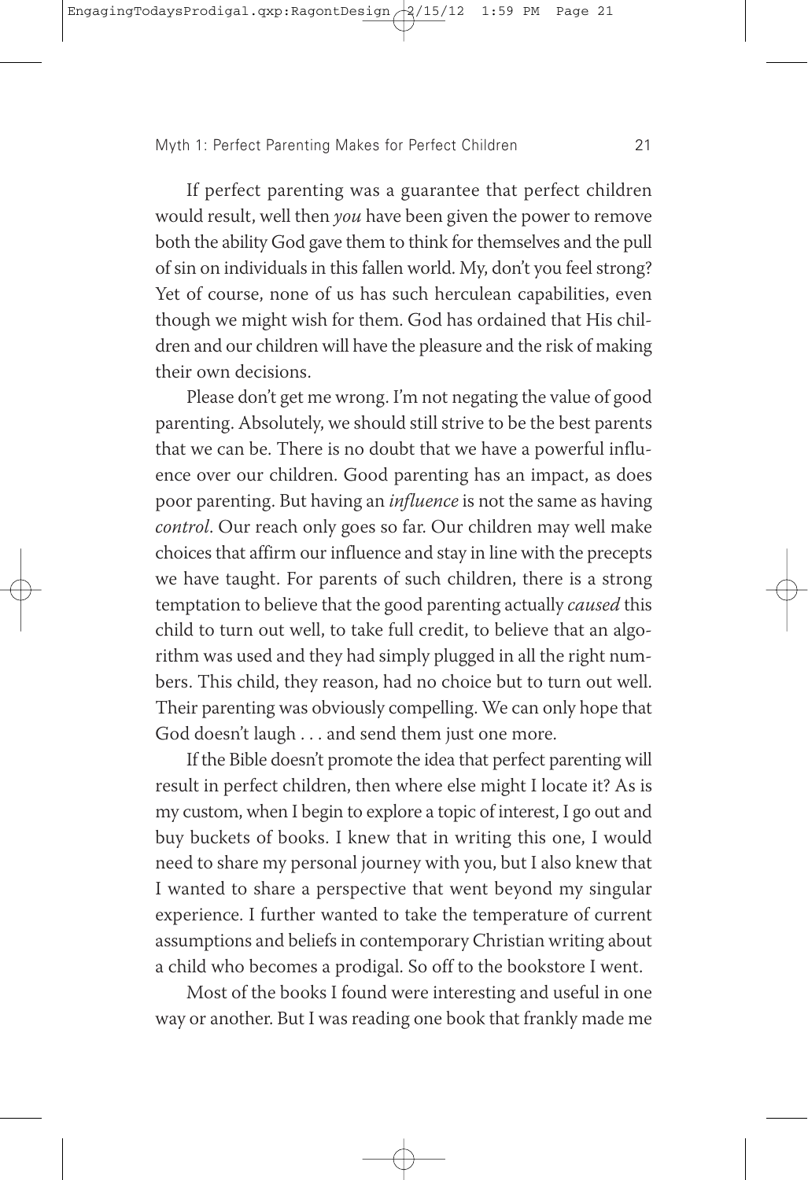If perfect parenting was a guarantee that perfect children would result, well then *you* have been given the power to remove both the ability God gave them to think for themselves and the pull of sin on individuals in this fallen world. My, don't you feel strong? Yet of course, none of us has such herculean capabilities, even though we might wish for them. God has ordained that His children and our children will have the pleasure and the risk of making their own decisions.

Please don't get me wrong. I'm not negating the value of good parenting. Absolutely, we should still strive to be the best parents that we can be. There is no doubt that we have a powerful influence over our children. Good parenting has an impact, as does poor parenting. But having an *influence* is not the same as having *control*. Our reach only goes so far. Our children may well make choices that affirm our influence and stay in line with the precepts we have taught. For parents of such children, there is a strong temptation to believe that the good parenting actually *caused* this child to turn out well, to take full credit, to believe that an algorithm was used and they had simply plugged in all the right numbers. This child, they reason, had no choice but to turn out well. Their parenting was obviously compelling. We can only hope that God doesn't laugh . . . and send them just one more.

If the Bible doesn't promote the idea that perfect parenting will result in perfect children, then where else might I locate it? As is my custom, when I begin to explore a topic of interest, I go out and buy buckets of books. I knew that in writing this one, I would need to share my personal journey with you, but I also knew that I wanted to share a perspective that went beyond my singular experience. I further wanted to take the temperature of current assumptions and beliefs in contemporary Christian writing about a child who becomes a prodigal. So off to the bookstore I went.

Most of the books I found were interesting and useful in one way or another. But I was reading one book that frankly made me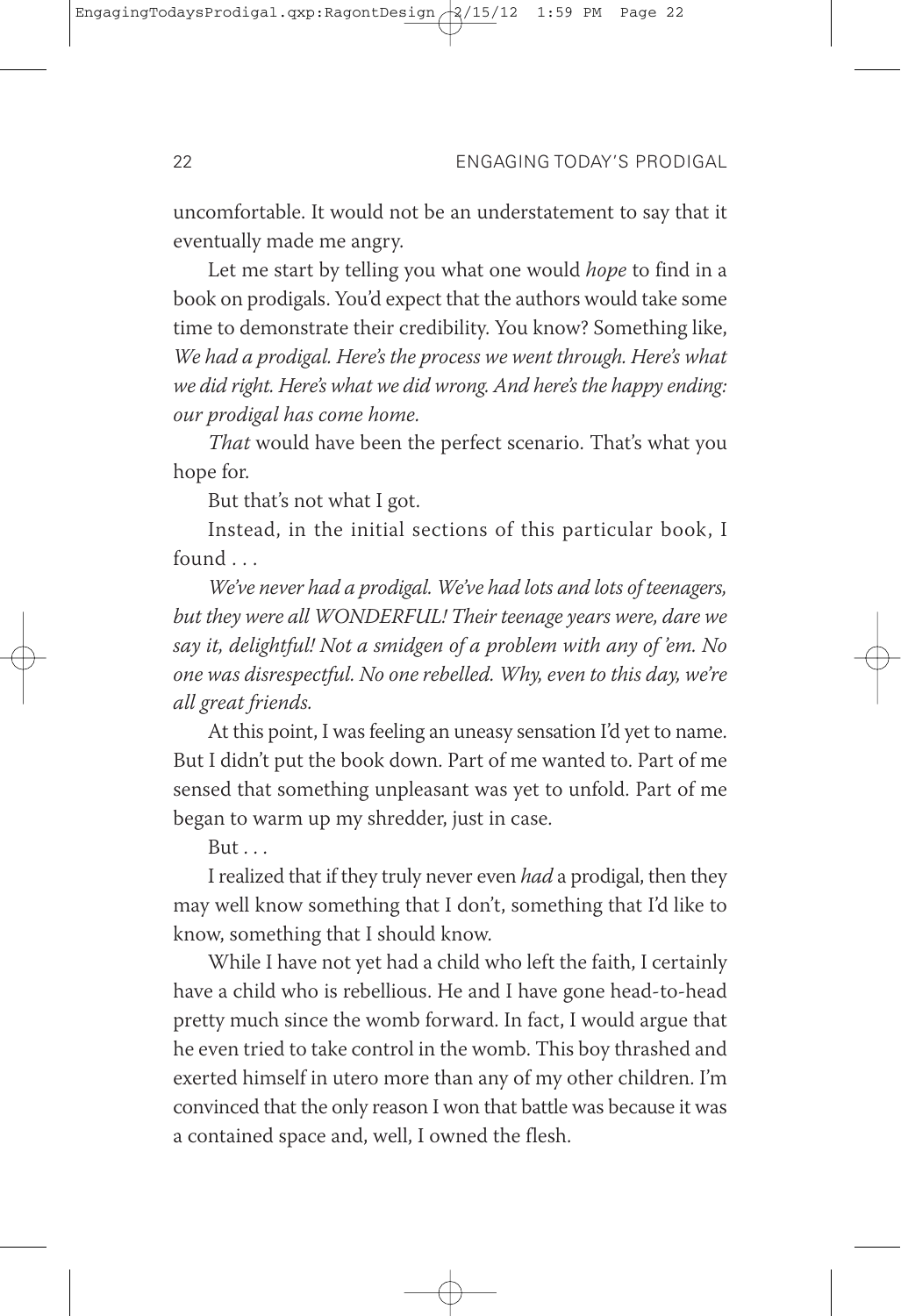uncomfortable. It would not be an understatement to say that it eventually made me angry.

Let me start by telling you what one would *hope* to find in a book on prodigals. You'd expect that the authors would take some time to demonstrate their credibility. You know? Something like, *We had a prodigal. Here's the process we went through. Here's what we did right. Here's what we did wrong. And here's the happy ending: our prodigal has come home.*

*That* would have been the perfect scenario. That's what you hope for.

But that's not what I got.

Instead, in the initial sections of this particular book, I found . . .

*We've never had a prodigal. We've had lots and lots of teenagers, but they were all WONDERFUL! Their teenage years were, dare we say it, delightful! Not a smidgen of a problem with any of 'em. No one was disrespectful. No one rebelled. Why, even to this day, we're all great friends.*

At this point, I was feeling an uneasy sensation I'd yet to name. But I didn't put the book down. Part of me wanted to. Part of me sensed that something unpleasant was yet to unfold. Part of me began to warm up my shredder, just in case.

But . . .

I realized that if they truly never even *had* a prodigal, then they may well know something that I don't, something that I'd like to know, something that I should know.

While I have not yet had a child who left the faith, I certainly have a child who is rebellious. He and I have gone head-to-head pretty much since the womb forward. In fact, I would argue that he even tried to take control in the womb. This boy thrashed and exerted himself in utero more than any of my other children. I'm convinced that the only reason I won that battle was because it was a contained space and, well, I owned the flesh.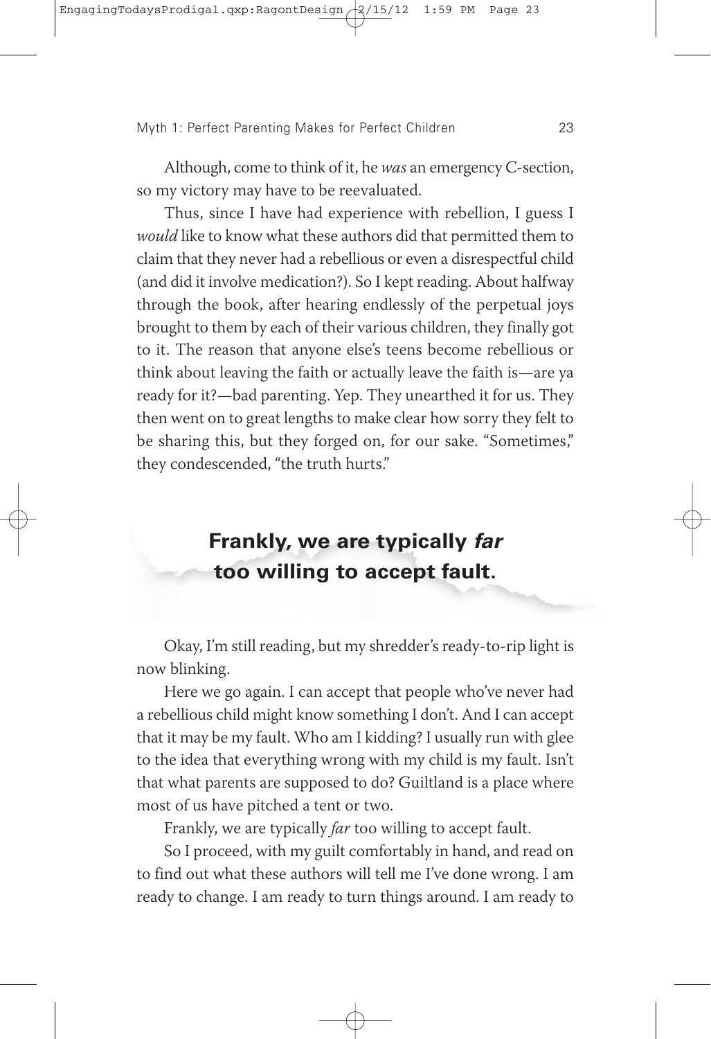Although, come to think of it, he *was* an emergency C-section, so my victory may have to be reevaluated.

Thus, since I have had experience with rebellion, I guess I *would* like to know what these authors did that permitted them to claim that they never had a rebellious or even a disrespectful child (and did it involve medication?). So I kept reading. About halfway through the book, after hearing endlessly of the perpetual joys brought to them by each of their various children, they finally got to it. The reason that anyone else's teens become rebellious or think about leaving the faith or actually leave the faith is—are ya ready for it?—bad parenting. Yep. They unearthed it for us. They then went on to great lengths to make clear how sorry they felt to be sharing this, but they forged on, for our sake. "Sometimes," they condescended, "the truth hurts."

**Frankly, we are typically *far* too willing to accept fault.**

Okay, I'm still reading, but my shredder's ready-to-rip light is now blinking.

Here we go again. I can accept that people who've never had a rebellious child might know something I don't. And I can accept that it may be my fault. Who am I kidding? I usually run with glee to the idea that everything wrong with my child is my fault. Isn't that what parents are supposed to do? Guiltland is a place where most of us have pitched a tent or two.

Frankly, we are typically *far* too willing to accept fault.

So I proceed, with my guilt comfortably in hand, and read on to find out what these authors will tell me I've done wrong. I am ready to change. I am ready to turn things around. I am ready to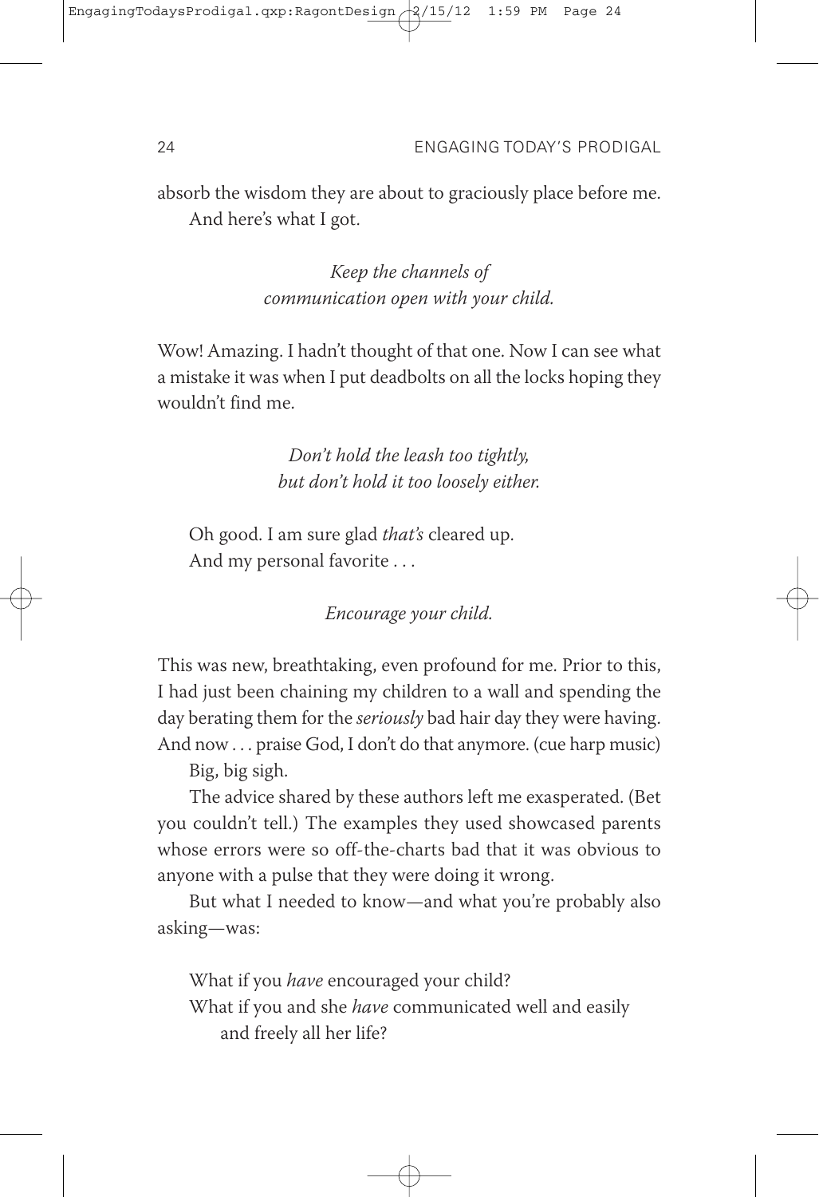absorb the wisdom they are about to graciously place before me.

And here's what I got.

*Keep the channels of*
*communication open with your child.*

Wow! Amazing. I hadn't thought of that one. Now I can see what a mistake it was when I put deadbolts on all the locks hoping they wouldn't find me.

*Don't hold the leash too tightly,*
*but don't hold it too loosely either.*

Oh good. I am sure glad *that's* cleared up.

And my personal favorite . . .

*Encourage your child.*

This was new, breathtaking, even profound for me. Prior to this, I had just been chaining my children to a wall and spending the day berating them for the *seriously* bad hair day they were having. And now . . . praise God, I don't do that anymore. (cue harp music)

Big, big sigh.

The advice shared by these authors left me exasperated. (Bet you couldn't tell.) The examples they used showcased parents whose errors were so off-the-charts bad that it was obvious to anyone with a pulse that they were doing it wrong.

But what I needed to know—and what you're probably also asking—was:

What if you *have* encouraged your child?

What if you and she *have* communicated well and easily and freely all her life?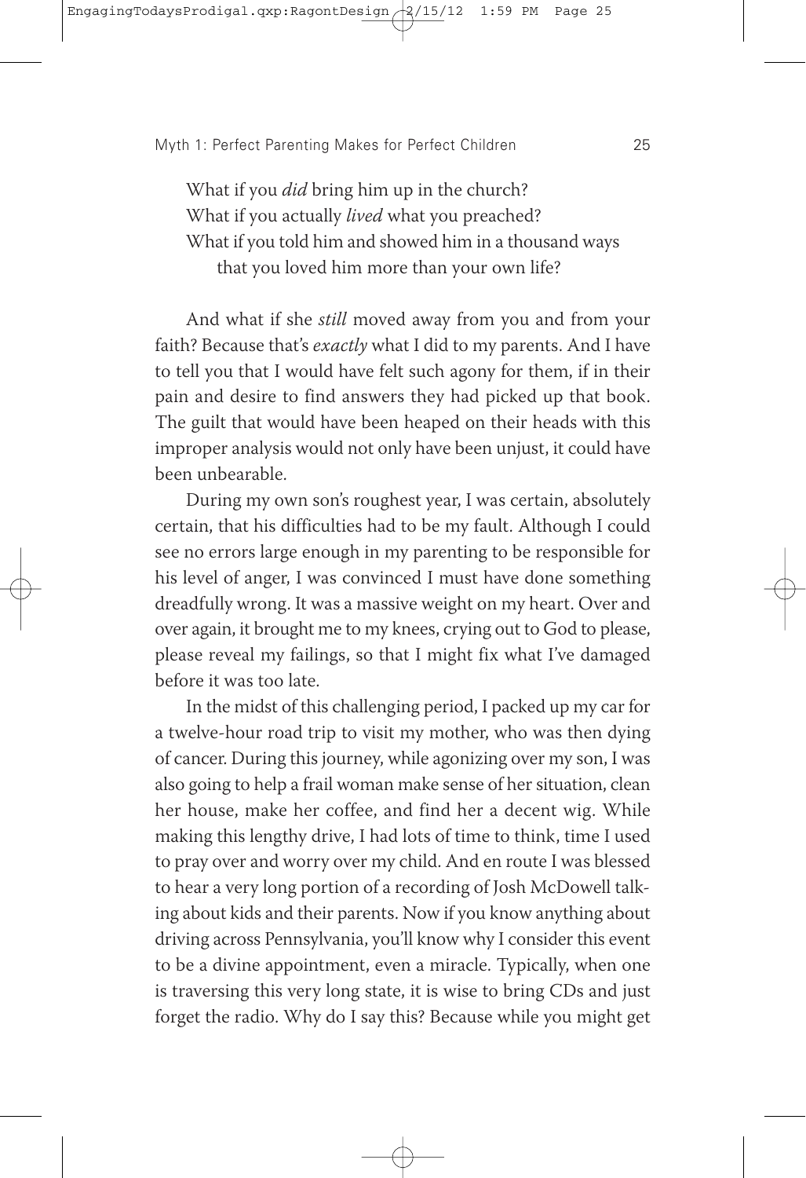What if you *did* bring him up in the church?
What if you actually *lived* what you preached?
What if you told him and showed him in a thousand ways
that you loved him more than your own life?

And what if she *still* moved away from you and from your faith? Because that's *exactly* what I did to my parents. And I have to tell you that I would have felt such agony for them, if in their pain and desire to find answers they had picked up that book. The guilt that would have been heaped on their heads with this improper analysis would not only have been unjust, it could have been unbearable.

During my own son's roughest year, I was certain, absolutely certain, that his difficulties had to be my fault. Although I could see no errors large enough in my parenting to be responsible for his level of anger, I was convinced I must have done something dreadfully wrong. It was a massive weight on my heart. Over and over again, it brought me to my knees, crying out to God to please, please reveal my failings, so that I might fix what I've damaged before it was too late.

In the midst of this challenging period, I packed up my car for a twelve-hour road trip to visit my mother, who was then dying of cancer. During this journey, while agonizing over my son, I was also going to help a frail woman make sense of her situation, clean her house, make her coffee, and find her a decent wig. While making this lengthy drive, I had lots of time to think, time I used to pray over and worry over my child. And en route I was blessed to hear a very long portion of a recording of Josh McDowell talking about kids and their parents. Now if you know anything about driving across Pennsylvania, you'll know why I consider this event to be a divine appointment, even a miracle. Typically, when one is traversing this very long state, it is wise to bring CDs and just forget the radio. Why do I say this? Because while you might get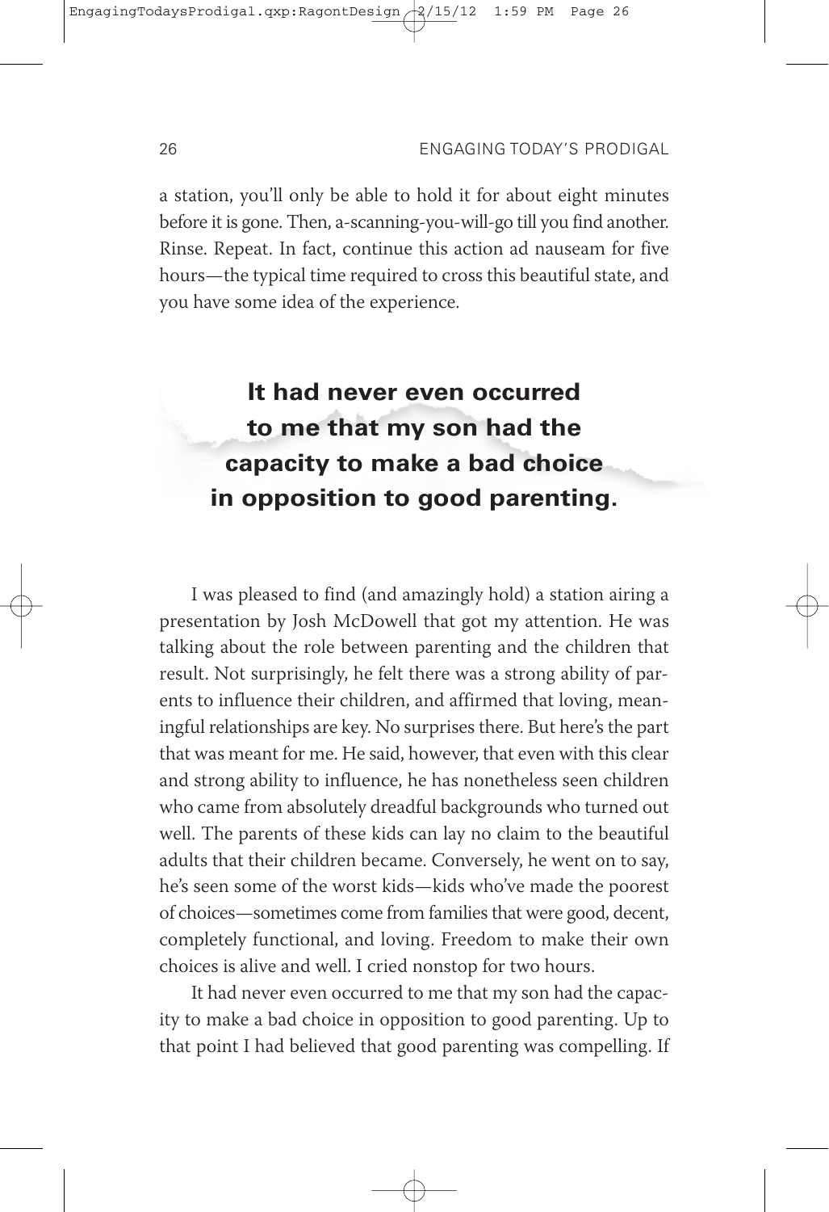a station, you'll only be able to hold it for about eight minutes before it is gone. Then, a-scanning-you-will-go till you find another. Rinse. Repeat. In fact, continue this action ad nauseam for five hours—the typical time required to cross this beautiful state, and you have some idea of the experience.

**It had never even occurred to me that my son had the capacity to make a bad choice in opposition to good parenting.**

I was pleased to find (and amazingly hold) a station airing a presentation by Josh McDowell that got my attention. He was talking about the role between parenting and the children that result. Not surprisingly, he felt there was a strong ability of parents to influence their children, and affirmed that loving, meaningful relationships are key. No surprises there. But here's the part that was meant for me. He said, however, that even with this clear and strong ability to influence, he has nonetheless seen children who came from absolutely dreadful backgrounds who turned out well. The parents of these kids can lay no claim to the beautiful adults that their children became. Conversely, he went on to say, he's seen some of the worst kids—kids who've made the poorest of choices—sometimes come from families that were good, decent, completely functional, and loving. Freedom to make their own choices is alive and well. I cried nonstop for two hours.

It had never even occurred to me that my son had the capacity to make a bad choice in opposition to good parenting. Up to that point I had believed that good parenting was compelling. If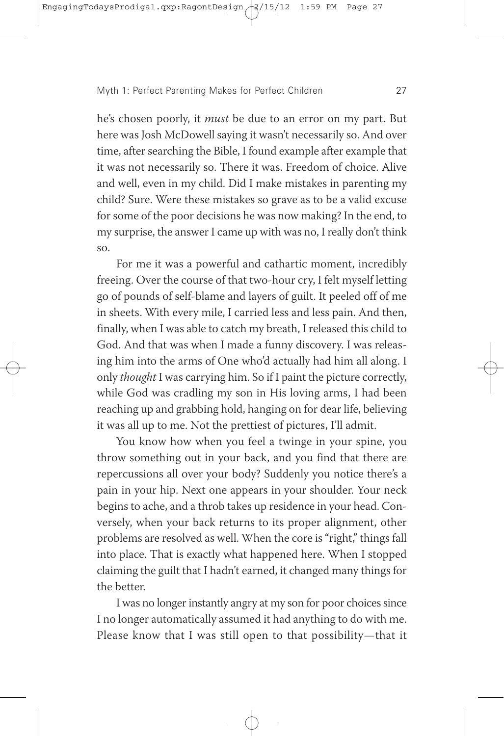he's chosen poorly, it *must* be due to an error on my part. But here was Josh McDowell saying it wasn't necessarily so. And over time, after searching the Bible, I found example after example that it was not necessarily so. There it was. Freedom of choice. Alive and well, even in my child. Did I make mistakes in parenting my child? Sure. Were these mistakes so grave as to be a valid excuse for some of the poor decisions he was now making? In the end, to my surprise, the answer I came up with was no, I really don't think so.

For me it was a powerful and cathartic moment, incredibly freeing. Over the course of that two-hour cry, I felt myself letting go of pounds of self-blame and layers of guilt. It peeled off of me in sheets. With every mile, I carried less and less pain. And then, finally, when I was able to catch my breath, I released this child to God. And that was when I made a funny discovery. I was releasing him into the arms of One who'd actually had him all along. I only *thought* I was carrying him. So if I paint the picture correctly, while God was cradling my son in His loving arms, I had been reaching up and grabbing hold, hanging on for dear life, believing it was all up to me. Not the prettiest of pictures, I'll admit.

You know how when you feel a twinge in your spine, you throw something out in your back, and you find that there are repercussions all over your body? Suddenly you notice there's a pain in your hip. Next one appears in your shoulder. Your neck begins to ache, and a throb takes up residence in your head. Conversely, when your back returns to its proper alignment, other problems are resolved as well. When the core is "right," things fall into place. That is exactly what happened here. When I stopped claiming the guilt that I hadn't earned, it changed many things for the better.

I was no longer instantly angry at my son for poor choices since I no longer automatically assumed it had anything to do with me. Please know that I was still open to that possibility—that it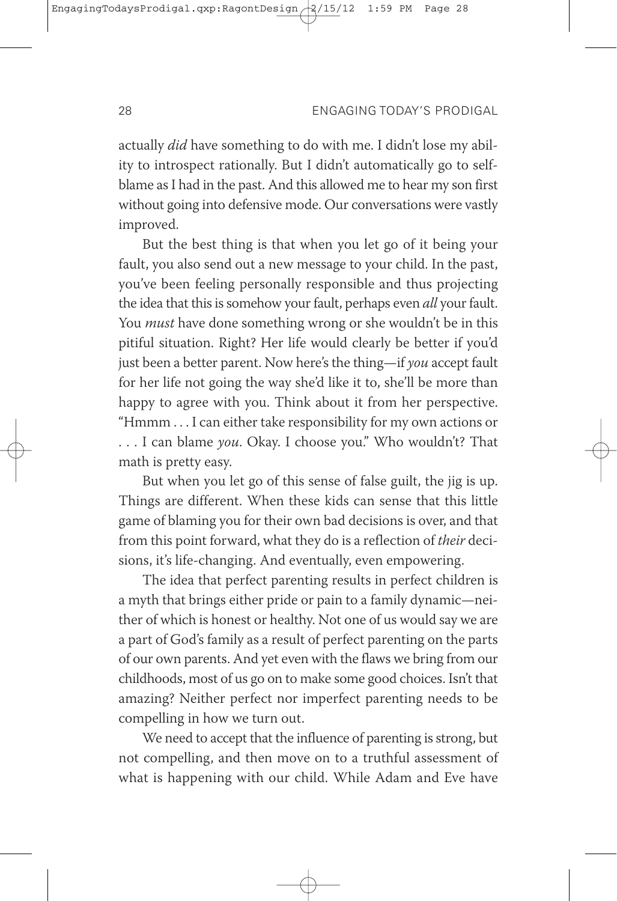actually *did* have something to do with me. I didn't lose my ability to introspect rationally. But I didn't automatically go to self-blame as I had in the past. And this allowed me to hear my son first without going into defensive mode. Our conversations were vastly improved.

But the best thing is that when you let go of it being your fault, you also send out a new message to your child. In the past, you've been feeling personally responsible and thus projecting the idea that this is somehow your fault, perhaps even *all* your fault. You *must* have done something wrong or she wouldn't be in this pitiful situation. Right? Her life would clearly be better if you'd just been a better parent. Now here's the thing—if *you* accept fault for her life not going the way she'd like it to, she'll be more than happy to agree with you. Think about it from her perspective. "Hmmm . . . I can either take responsibility for my own actions or . . . I can blame *you*. Okay. I choose you." Who wouldn't? That math is pretty easy.

But when you let go of this sense of false guilt, the jig is up. Things are different. When these kids can sense that this little game of blaming you for their own bad decisions is over, and that from this point forward, what they do is a reflection of *their* decisions, it's life-changing. And eventually, even empowering.

The idea that perfect parenting results in perfect children is a myth that brings either pride or pain to a family dynamic—neither of which is honest or healthy. Not one of us would say we are a part of God's family as a result of perfect parenting on the parts of our own parents. And yet even with the flaws we bring from our childhoods, most of us go on to make some good choices. Isn't that amazing? Neither perfect nor imperfect parenting needs to be compelling in how we turn out.

We need to accept that the influence of parenting is strong, but not compelling, and then move on to a truthful assessment of what is happening with our child. While Adam and Eve have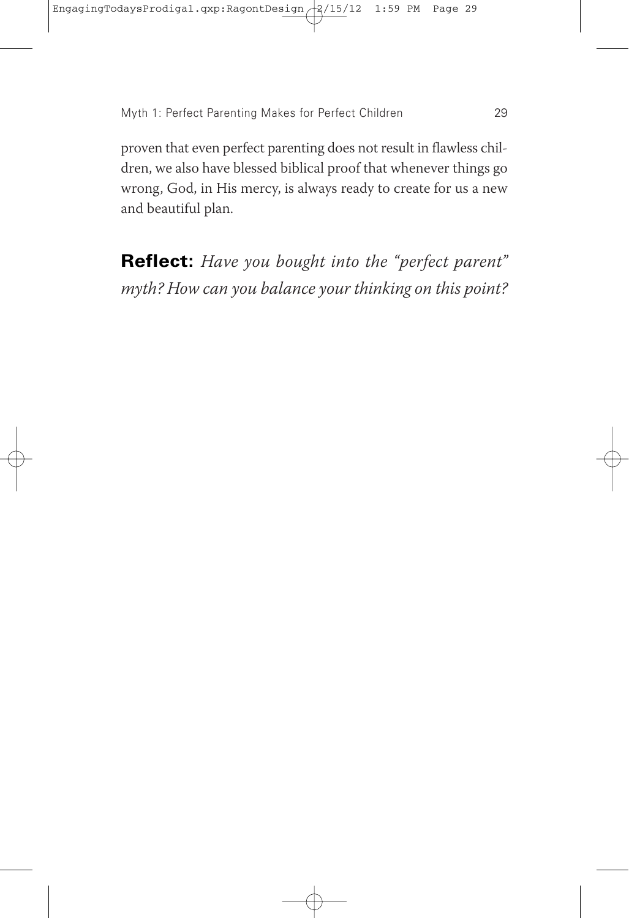proven that even perfect parenting does not result in flawless children, we also have blessed biblical proof that whenever things go wrong, God, in His mercy, is always ready to create for us a new and beautiful plan.

**Reflect:** *Have you bought into the "perfect parent" myth? How can you balance your thinking on this point?*